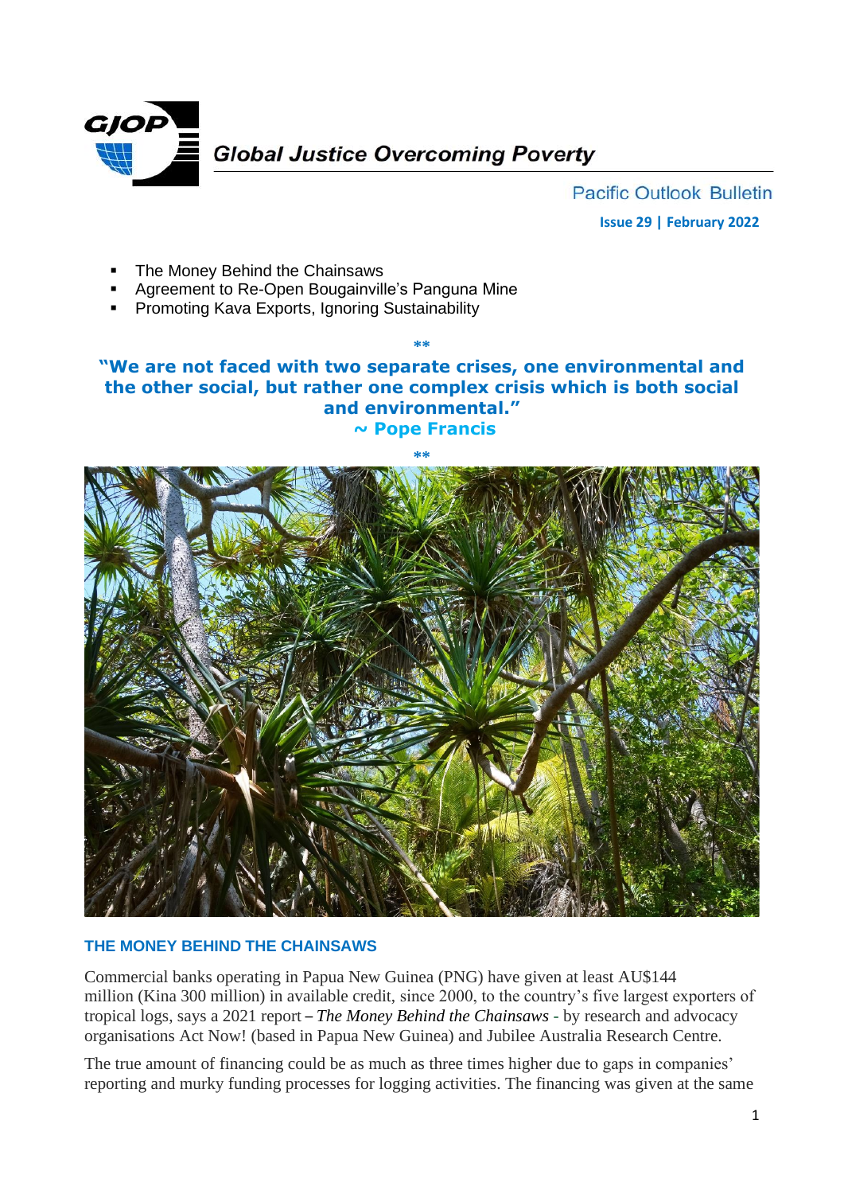Global Justice Overcoming Poverty

Pacific Outlook Bulletin

**Issue 29 | February 2022**

- The Money Behind the Chainsaws
- Agreement to Re-Open Bougainville's Panguna Mine
- Promoting Kava Exports, Ignoring Sustainability

**

**"We are not faced with two separate crises, one environmental and the other social, but rather one complex crisis which is both social and environmental."**
**~ Pope Francis**

**

## THE MONEY BEHIND THE CHAINSAWS

Commercial banks operating in Papua New Guinea (PNG) have given at least AU$144 million (Kina 300 million) in available credit, since 2000, to the country's five largest exporters of tropical logs, says a 2021 report – *The Money Behind the Chainsaws* - by research and advocacy organisations Act Now! (based in Papua New Guinea) and Jubilee Australia Research Centre.

The true amount of financing could be as much as three times higher due to gaps in companies' reporting and murky funding processes for logging activities. The financing was given at the same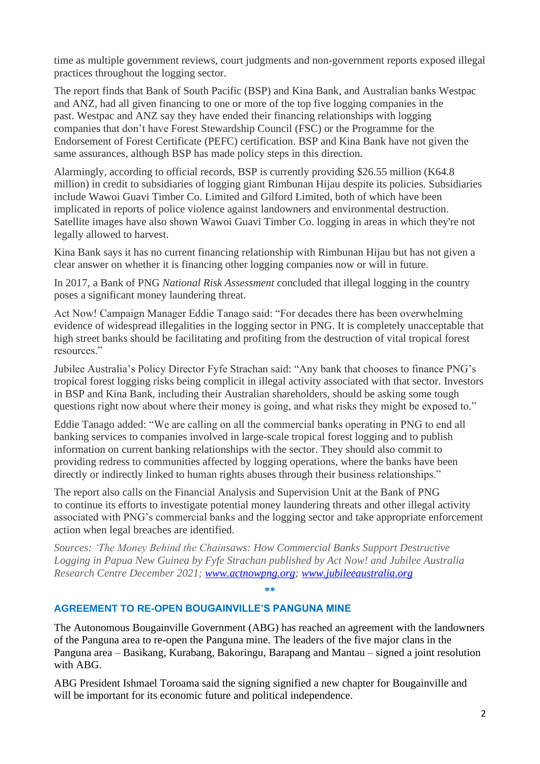time as multiple government reviews, court judgments and non-government reports exposed illegal practices throughout the logging sector.

The report finds that Bank of South Pacific (BSP) and Kina Bank, and Australian banks Westpac and ANZ, had all given financing to one or more of the top five logging companies in the past. Westpac and ANZ say they have ended their financing relationships with logging companies that don't have Forest Stewardship Council (FSC) or the Programme for the Endorsement of Forest Certificate (PEFC) certification. BSP and Kina Bank have not given the same assurances, although BSP has made policy steps in this direction.

Alarmingly, according to official records, BSP is currently providing $26.55 million (K64.8 million) in credit to subsidiaries of logging giant Rimbunan Hijau despite its policies. Subsidiaries include Wawoi Guavi Timber Co. Limited and Gilford Limited, both of which have been implicated in reports of police violence against landowners and environmental destruction. Satellite images have also shown Wawoi Guavi Timber Co. logging in areas in which they're not legally allowed to harvest.

Kina Bank says it has no current financing relationship with Rimbunan Hijau but has not given a clear answer on whether it is financing other logging companies now or will in future.

In 2017, a Bank of PNG *National Risk Assessment* concluded that illegal logging in the country poses a significant money laundering threat.

Act Now! Campaign Manager Eddie Tanago said: "For decades there has been overwhelming evidence of widespread illegalities in the logging sector in PNG. It is completely unacceptable that high street banks should be facilitating and profiting from the destruction of vital tropical forest resources."

Jubilee Australia's Policy Director Fyfe Strachan said: "Any bank that chooses to finance PNG's tropical forest logging risks being complicit in illegal activity associated with that sector. Investors in BSP and Kina Bank, including their Australian shareholders, should be asking some tough questions right now about where their money is going, and what risks they might be exposed to."

Eddie Tanago added: "We are calling on all the commercial banks operating in PNG to end all banking services to companies involved in large-scale tropical forest logging and to publish information on current banking relationships with the sector. They should also commit to providing redress to communities affected by logging operations, where the banks have been directly or indirectly linked to human rights abuses through their business relationships."

The report also calls on the Financial Analysis and Supervision Unit at the Bank of PNG to continue its efforts to investigate potential money laundering threats and other illegal activity associated with PNG's commercial banks and the logging sector and take appropriate enforcement action when legal breaches are identified.

*Sources: 'The Money Behind the Chainsaws: How Commercial Banks Support Destructive Logging in Papua New Guinea by Fyfe Strachan published by Act Now! and Jubilee Australia Research Centre December 2021; [www.actnowpng.org](http://www.actnowpng.org); [www.jubileeaustralia.org](http://www.jubileeaustralia.org)*

**

### AGREEMENT TO RE-OPEN BOUGAINVILLE'S PANGUNA MINE

The Autonomous Bougainville Government (ABG) has reached an agreement with the landowners of the Panguna area to re-open the Panguna mine. The leaders of the five major clans in the Panguna area – Basikang, Kurabang, Bakoringu, Barapang and Mantau – signed a joint resolution with ABG.

ABG President Ishmael Toroama said the signing signified a new chapter for Bougainville and will be important for its economic future and political independence.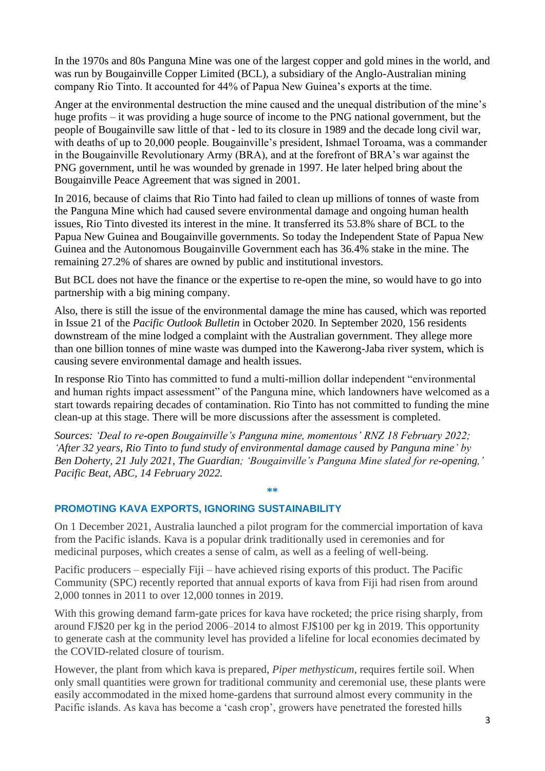In the 1970s and 80s Panguna Mine was one of the largest copper and gold mines in the world, and was run by Bougainville Copper Limited (BCL), a subsidiary of the Anglo-Australian mining company Rio Tinto. It accounted for 44% of Papua New Guinea's exports at the time.

Anger at the environmental destruction the mine caused and the unequal distribution of the mine's huge profits – it was providing a huge source of income to the PNG national government, but the people of Bougainville saw little of that - led to its closure in 1989 and the decade long civil war, with deaths of up to 20,000 people. Bougainville's president, Ishmael Toroama, was a commander in the Bougainville Revolutionary Army (BRA), and at the forefront of BRA's war against the PNG government, until he was wounded by grenade in 1997. He later helped bring about the Bougainville Peace Agreement that was signed in 2001.

In 2016, because of claims that Rio Tinto had failed to clean up millions of tonnes of waste from the Panguna Mine which had caused severe environmental damage and ongoing human health issues, Rio Tinto divested its interest in the mine. It transferred its 53.8% share of BCL to the Papua New Guinea and Bougainville governments. So today the Independent State of Papua New Guinea and the Autonomous Bougainville Government each has 36.4% stake in the mine. The remaining 27.2% of shares are owned by public and institutional investors.

But BCL does not have the finance or the expertise to re-open the mine, so would have to go into partnership with a big mining company.

Also, there is still the issue of the environmental damage the mine has caused, which was reported in Issue 21 of the *Pacific Outlook Bulletin* in October 2020. In September 2020, 156 residents downstream of the mine lodged a complaint with the Australian government. They allege more than one billion tonnes of mine waste was dumped into the Kawerong-Jaba river system, which is causing severe environmental damage and health issues.

In response Rio Tinto has committed to fund a multi-million dollar independent "environmental and human rights impact assessment" of the Panguna mine, which landowners have welcomed as a start towards repairing decades of contamination. Rio Tinto has not committed to funding the mine clean-up at this stage. There will be more discussions after the assessment is completed.

*Sources: 'Deal to re-open Bougainville's Panguna mine, momentous' RNZ 18 February 2022; 'After 32 years, Rio Tinto to fund study of environmental damage caused by Panguna mine' by Ben Doherty, 21 July 2021, The Guardian; 'Bougainville's Panguna Mine slated for re-opening,' Pacific Beat, ABC, 14 February 2022.*

**

## PROMOTING KAVA EXPORTS, IGNORING SUSTAINABILITY

On 1 December 2021, Australia launched a pilot program for the commercial importation of kava from the Pacific islands. Kava is a popular drink traditionally used in ceremonies and for medicinal purposes, which creates a sense of calm, as well as a feeling of well-being.

Pacific producers – especially Fiji – have achieved rising exports of this product. The Pacific Community (SPC) recently reported that annual exports of kava from Fiji had risen from around 2,000 tonnes in 2011 to over 12,000 tonnes in 2019.

With this growing demand farm-gate prices for kava have rocketed; the price rising sharply, from around FJ$20 per kg in the period 2006–2014 to almost FJ$100 per kg in 2019. This opportunity to generate cash at the community level has provided a lifeline for local economies decimated by the COVID-related closure of tourism.

However, the plant from which kava is prepared, *Piper methysticum*, requires fertile soil. When only small quantities were grown for traditional community and ceremonial use, these plants were easily accommodated in the mixed home-gardens that surround almost every community in the Pacific islands. As kava has become a 'cash crop', growers have penetrated the forested hills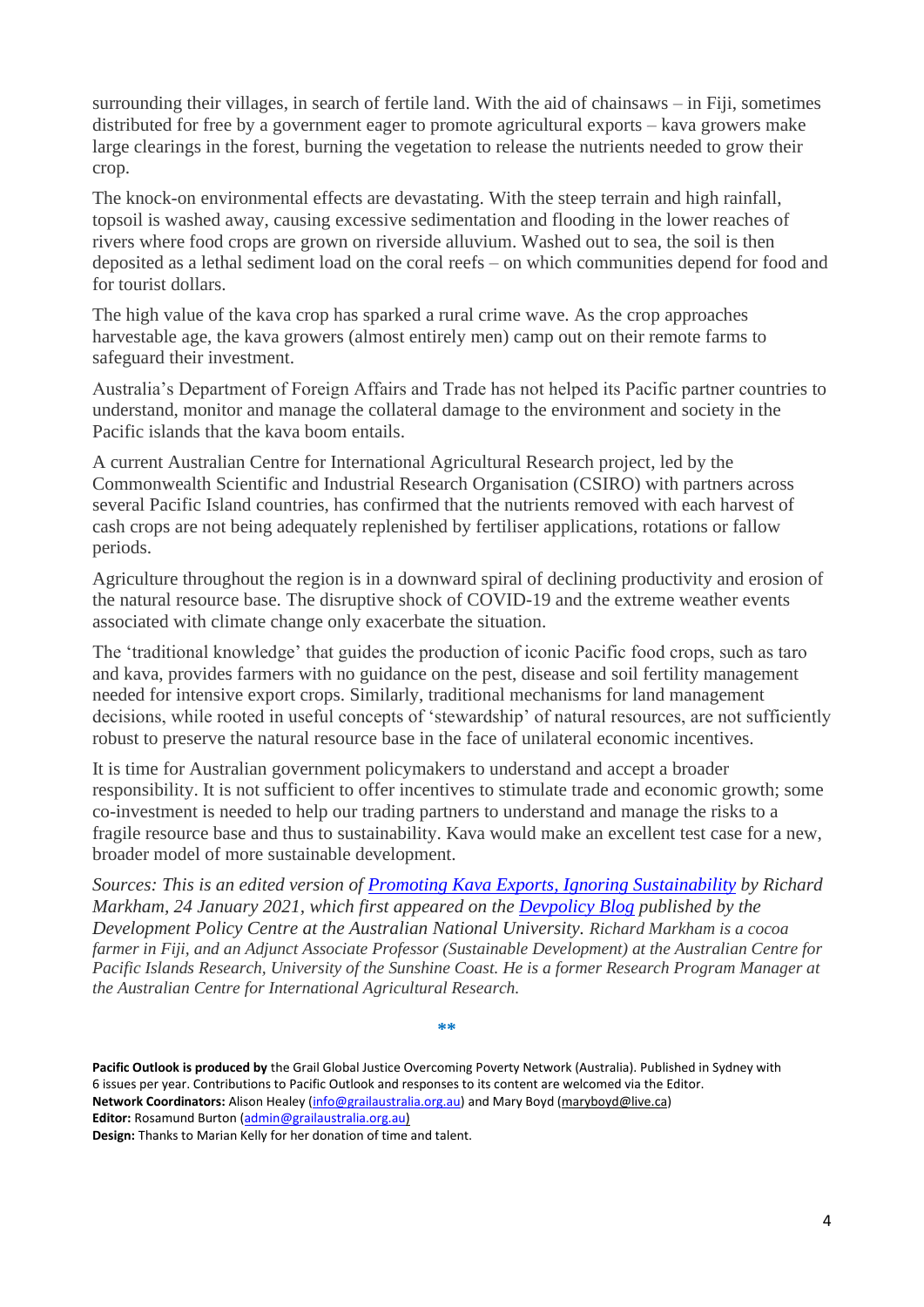surrounding their villages, in search of fertile land. With the aid of chainsaws – in Fiji, sometimes distributed for free by a government eager to promote agricultural exports – kava growers make large clearings in the forest, burning the vegetation to release the nutrients needed to grow their crop.

The knock-on environmental effects are devastating. With the steep terrain and high rainfall, topsoil is washed away, causing excessive sedimentation and flooding in the lower reaches of rivers where food crops are grown on riverside alluvium. Washed out to sea, the soil is then deposited as a lethal sediment load on the coral reefs – on which communities depend for food and for tourist dollars.

The high value of the kava crop has sparked a rural crime wave. As the crop approaches harvestable age, the kava growers (almost entirely men) camp out on their remote farms to safeguard their investment.

Australia's Department of Foreign Affairs and Trade has not helped its Pacific partner countries to understand, monitor and manage the collateral damage to the environment and society in the Pacific islands that the kava boom entails.

A current Australian Centre for International Agricultural Research project, led by the Commonwealth Scientific and Industrial Research Organisation (CSIRO) with partners across several Pacific Island countries, has confirmed that the nutrients removed with each harvest of cash crops are not being adequately replenished by fertiliser applications, rotations or fallow periods.

Agriculture throughout the region is in a downward spiral of declining productivity and erosion of the natural resource base. The disruptive shock of COVID-19 and the extreme weather events associated with climate change only exacerbate the situation.

The 'traditional knowledge' that guides the production of iconic Pacific food crops, such as taro and kava, provides farmers with no guidance on the pest, disease and soil fertility management needed for intensive export crops. Similarly, traditional mechanisms for land management decisions, while rooted in useful concepts of 'stewardship' of natural resources, are not sufficiently robust to preserve the natural resource base in the face of unilateral economic incentives.

It is time for Australian government policymakers to understand and accept a broader responsibility. It is not sufficient to offer incentives to stimulate trade and economic growth; some co-investment is needed to help our trading partners to understand and manage the risks to a fragile resource base and thus to sustainability. Kava would make an excellent test case for a new, broader model of more sustainable development.

*Sources: This is an edited version of [Promoting Kava Exports, Ignoring Sustainability]() by Richard Markham, 24 January 2021, which first appeared on the [Devpolicy Blog]() published by the Development Policy Centre at the Australian National University. Richard Markham is a cocoa farmer in Fiji, and an Adjunct Associate Professor (Sustainable Development) at the Australian Centre for Pacific Islands Research, University of the Sunshine Coast. He is a former Research Program Manager at the Australian Centre for International Agricultural Research.*

**

**Pacific Outlook is produced by** the Grail Global Justice Overcoming Poverty Network (Australia). Published in Sydney with 6 issues per year. Contributions to Pacific Outlook and responses to its content are welcomed via the Editor.
**Network Coordinators:** Alison Healey (info@grailaustralia.org.au) and Mary Boyd (maryboyd@live.ca)
**Editor:** Rosamund Burton (admin@grailaustralia.org.au)
**Design:** Thanks to Marian Kelly for her donation of time and talent.